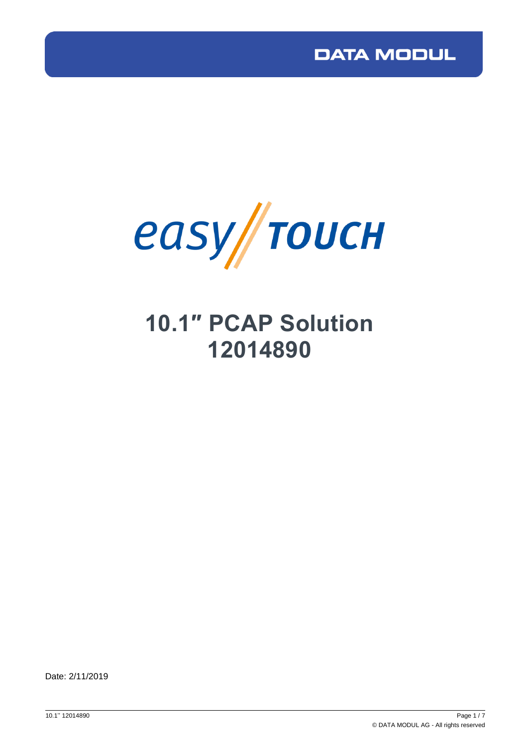DATA MODUL

easy TOUCH

# 10.1″ PCAP Solution 12014890

Date: 2/11/2019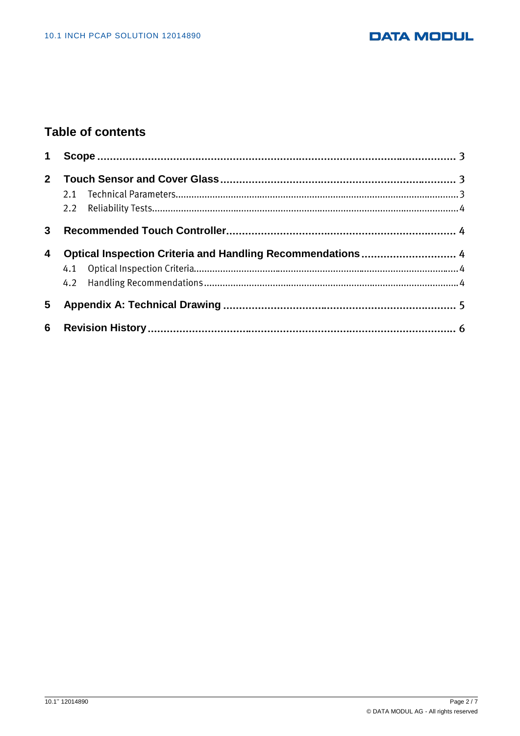# Table of contents

1 Scope ... 3

2 Touch Sensor and Cover Glass ... 3

- 2.1 Technical Parameters ... 3
- 2.2 Reliability Tests ... 4

3 Recommended Touch Controller ... 4

4 Optical Inspection Criteria and Handling Recommendations ... 4

- 4.1 Optical Inspection Criteria ... 4
- 4.2 Handling Recommendations ... 4

5 Appendix A: Technical Drawing ... 5

6 Revision History ... 6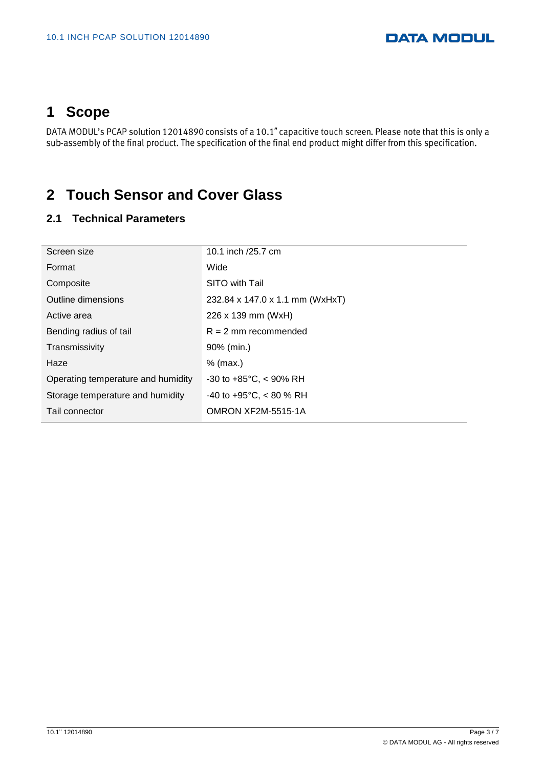# 1 Scope

DATA MODUL's PCAP solution 12014890 consists of a 10.1" capacitive touch screen. Please note that this is only a sub-assembly of the final product. The specification of the final end product might differ from this specification.

# 2 Touch Sensor and Cover Glass

## 2.1 Technical Parameters

| | |
|---|---|
| Screen size | 10.1 inch /25.7 cm |
| Format | Wide |
| Composite | SITO with Tail |
| Outline dimensions | 232.84 x 147.0 x 1.1 mm (WxHxT) |
| Active area | 226 x 139 mm (WxH) |
| Bending radius of tail | R = 2 mm recommended |
| Transmissivity | 90% (min.) |
| Haze | % (max.) |
| Operating temperature and humidity | -30 to +85°C, < 90% RH |
| Storage temperature and humidity | -40 to +95°C, < 80 % RH |
| Tail connector | OMRON XF2M-5515-1A |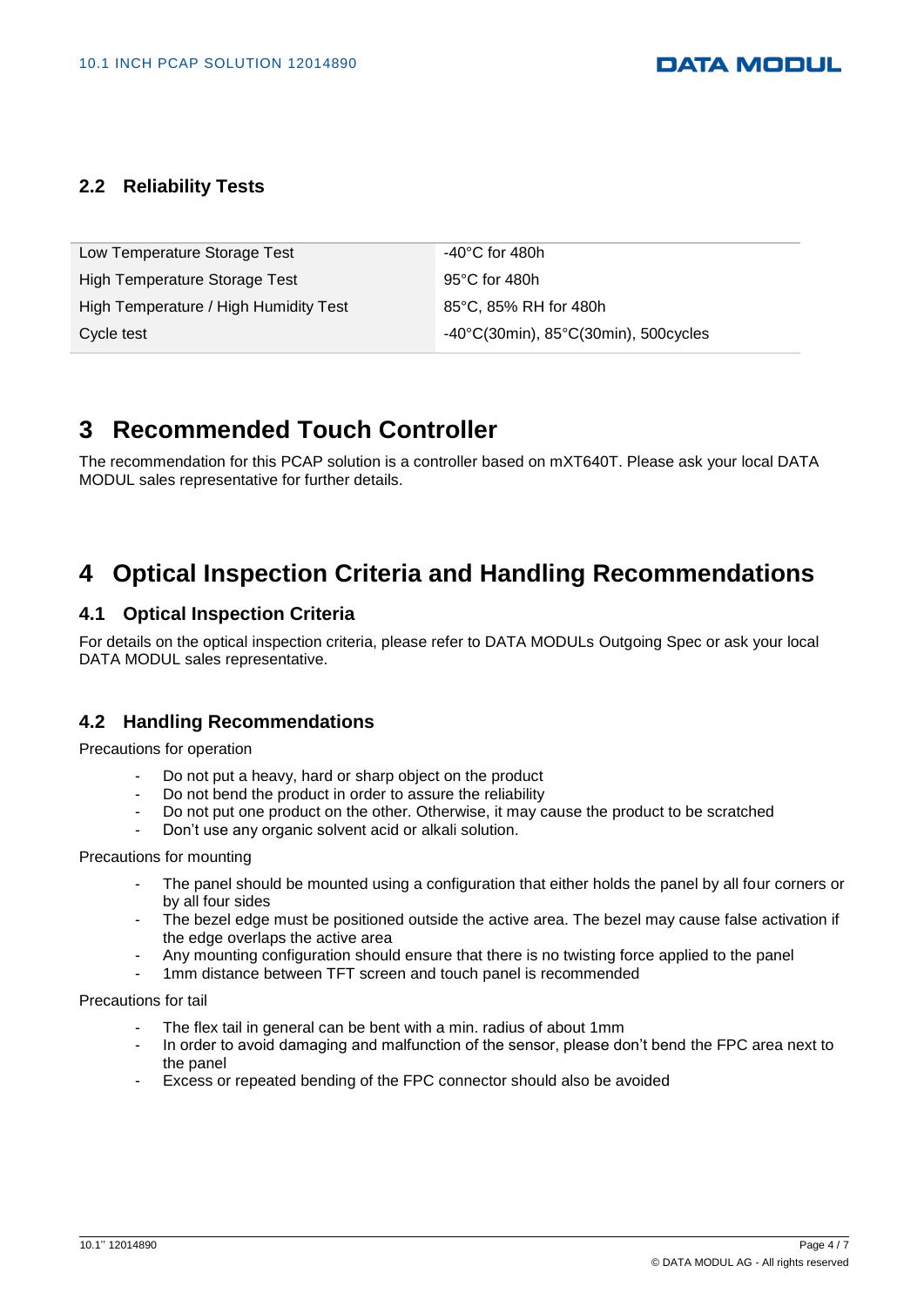### 2.2 Reliability Tests

| | |
|---|---|
| Low Temperature Storage Test | -40°C for 480h |
| High Temperature Storage Test | 95°C for 480h |
| High Temperature / High Humidity Test | 85°C, 85% RH for 480h |
| Cycle test | -40°C(30min), 85°C(30min), 500cycles |

# 3 Recommended Touch Controller

The recommendation for this PCAP solution is a controller based on mXT640T. Please ask your local DATA MODUL sales representative for further details.

# 4 Optical Inspection Criteria and Handling Recommendations

### 4.1 Optical Inspection Criteria

For details on the optical inspection criteria, please refer to DATA MODULs Outgoing Spec or ask your local DATA MODUL sales representative.

### 4.2 Handling Recommendations

Precautions for operation

- Do not put a heavy, hard or sharp object on the product
- Do not bend the product in order to assure the reliability
- Do not put one product on the other. Otherwise, it may cause the product to be scratched
- Don't use any organic solvent acid or alkali solution.

Precautions for mounting

- The panel should be mounted using a configuration that either holds the panel by all four corners or by all four sides
- The bezel edge must be positioned outside the active area. The bezel may cause false activation if the edge overlaps the active area
- Any mounting configuration should ensure that there is no twisting force applied to the panel
- 1mm distance between TFT screen and touch panel is recommended

Precautions for tail

- The flex tail in general can be bent with a min. radius of about 1mm
- In order to avoid damaging and malfunction of the sensor, please don't bend the FPC area next to the panel
- Excess or repeated bending of the FPC connector should also be avoided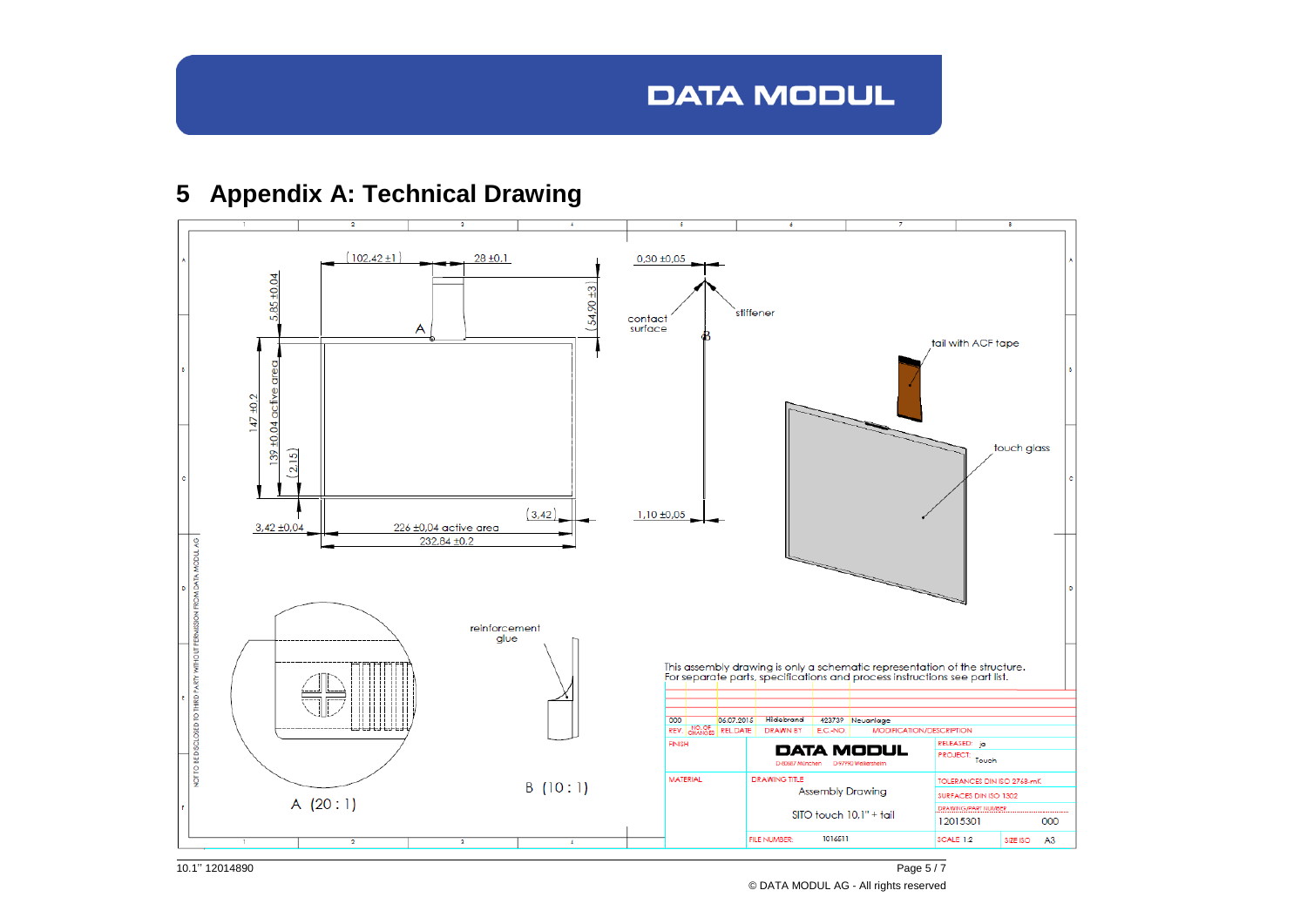# 5 Appendix A: Technical Drawing

(102,42 ±1) 28 ±0,1 0,30 ±0,05

5,85 ±0,04 (54,90 ±3) contact surface stiffener

A B tail with ACF tape

147 ±0,2 139 ±0,04 active area (2,15)

touch glass

(3,42) 1,10 ±0,05

3,42 ±0,04 226 ±0,04 active area

232,84 ±0,2

reinforcement glue

This assembly drawing is only a schematic representation of the structure.
For separate parts, specifications and process instructions see part list.

A (20 : 1) B (10 : 1)

| REV. | NO. OF CHANGES | REL DATE | DRAWN BY | E.C.-NO | MODIFICATION/DESCRIPTION |
| --- | --- | --- | --- | --- | --- |
| 000 | | 06.07.2015 | Hildebrand | 423739 | Neuanlage |

| FINISH | DATA MODUL D-80687 München D-97990 Weikersheim | RELEASED: ja PROJECT: Touch |
| --- | --- | --- |
| MATERIAL | DRAWING TITLE: Assembly Drawing SITO touch 10.1" + tail | TOLERANCES DIN ISO 2768-mK SURFACES DIN ISO 1302 DRAWING/PART NUMBER 12015301 000 |
| | FILE NUMBER: 1016511 | SCALE 1:2 SIZE ISO A3 |

NOT TO BE DISCLOSED TO THIRD PARTY WITHOUT PERMISSION FROM DATA MODUL AG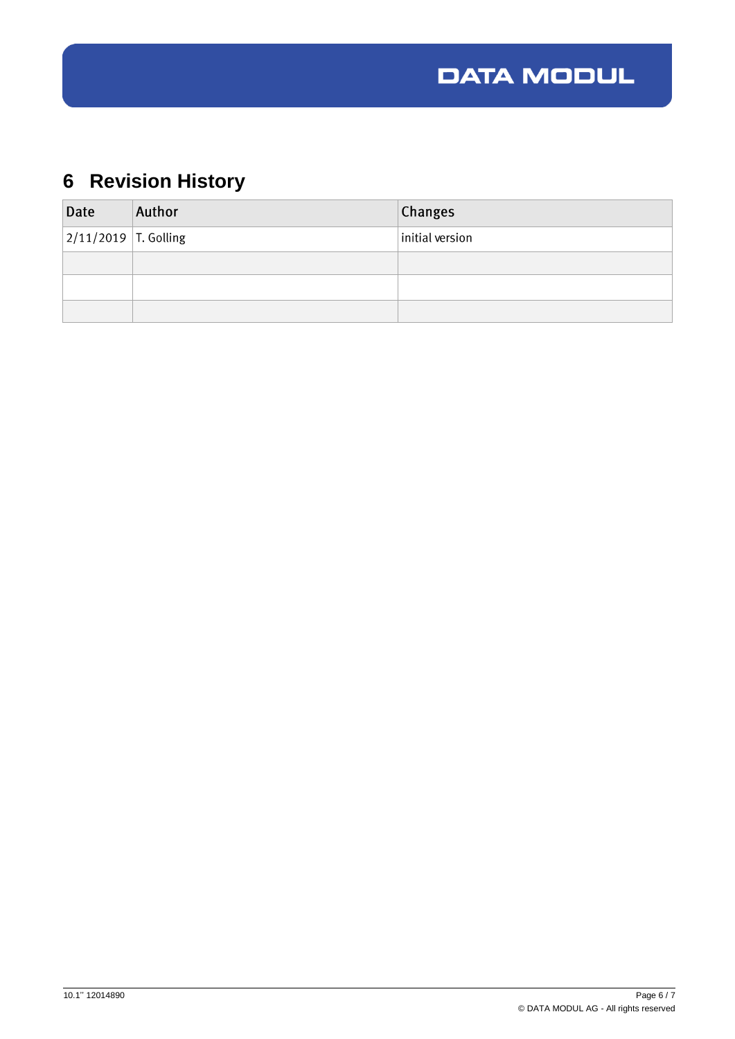# 6 Revision History

| Date | Author | Changes |
|---|---|---|
| 2/11/2019 | T. Golling | initial version |
| | | |
| | | |
| | | |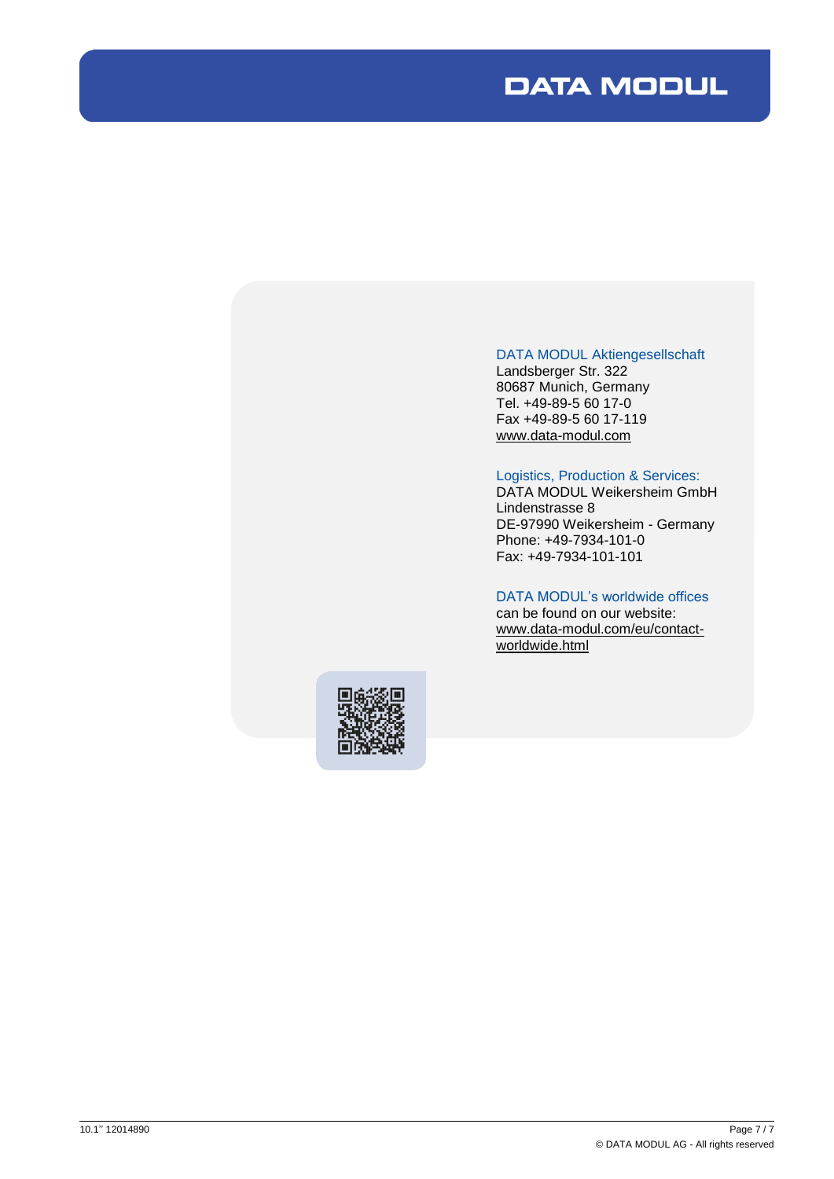DATA MODUL Aktiengesellschaft
Landsberger Str. 322
80687 Munich, Germany
Tel. +49-89-5 60 17-0
Fax +49-89-5 60 17-119
www.data-modul.com

Logistics, Production & Services:
DATA MODUL Weikersheim GmbH
Lindenstrasse 8
DE-97990 Weikersheim - Germany
Phone: +49-7934-101-0
Fax: +49-7934-101-101

DATA MODUL's worldwide offices
can be found on our website:
www.data-modul.com/eu/contact-worldwide.html